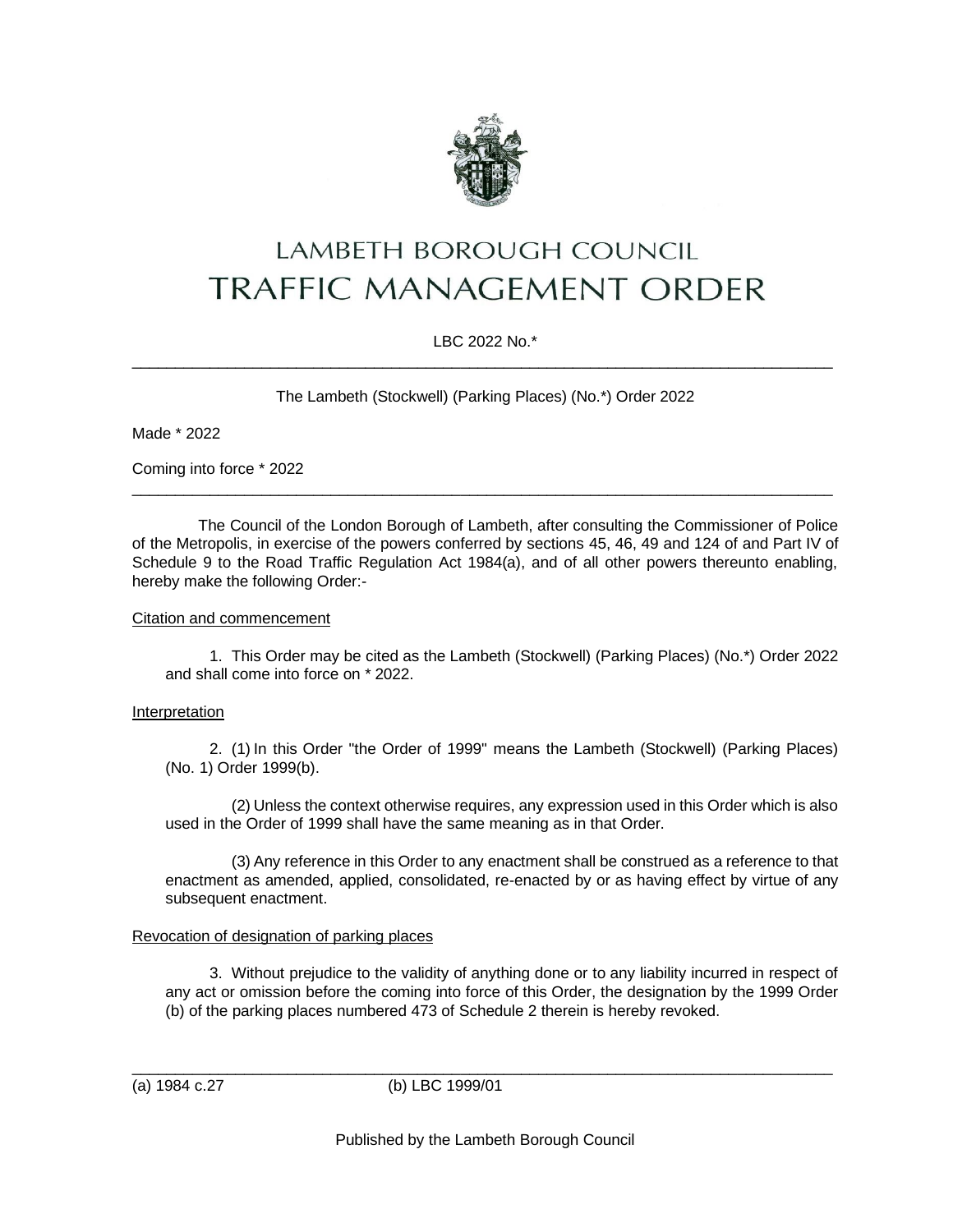# LAMBETH BOROUGH COUNCIL
# TRAFFIC MANAGEMENT ORDER

LBC 2022 No.*

---

The Lambeth (Stockwell) (Parking Places) (No.*) Order 2022

Made * 2022

Coming into force * 2022

---

The Council of the London Borough of Lambeth, after consulting the Commissioner of Police of the Metropolis, in exercise of the powers conferred by sections 45, 46, 49 and 124 of and Part IV of Schedule 9 to the Road Traffic Regulation Act 1984(a), and of all other powers thereunto enabling, hereby make the following Order:-

Citation and commencement

1. This Order may be cited as the Lambeth (Stockwell) (Parking Places) (No.*) Order 2022 and shall come into force on * 2022.

Interpretation

2. (1) In this Order "the Order of 1999" means the Lambeth (Stockwell) (Parking Places) (No. 1) Order 1999(b).

(2) Unless the context otherwise requires, any expression used in this Order which is also used in the Order of 1999 shall have the same meaning as in that Order.

(3) Any reference in this Order to any enactment shall be construed as a reference to that enactment as amended, applied, consolidated, re-enacted by or as having effect by virtue of any subsequent enactment.

Revocation of designation of parking places

3. Without prejudice to the validity of anything done or to any liability incurred in respect of any act or omission before the coming into force of this Order, the designation by the 1999 Order (b) of the parking places numbered 473 of Schedule 2 therein is hereby revoked.

---

(a) 1984 c.27 (b) LBC 1999/01

Published by the Lambeth Borough Council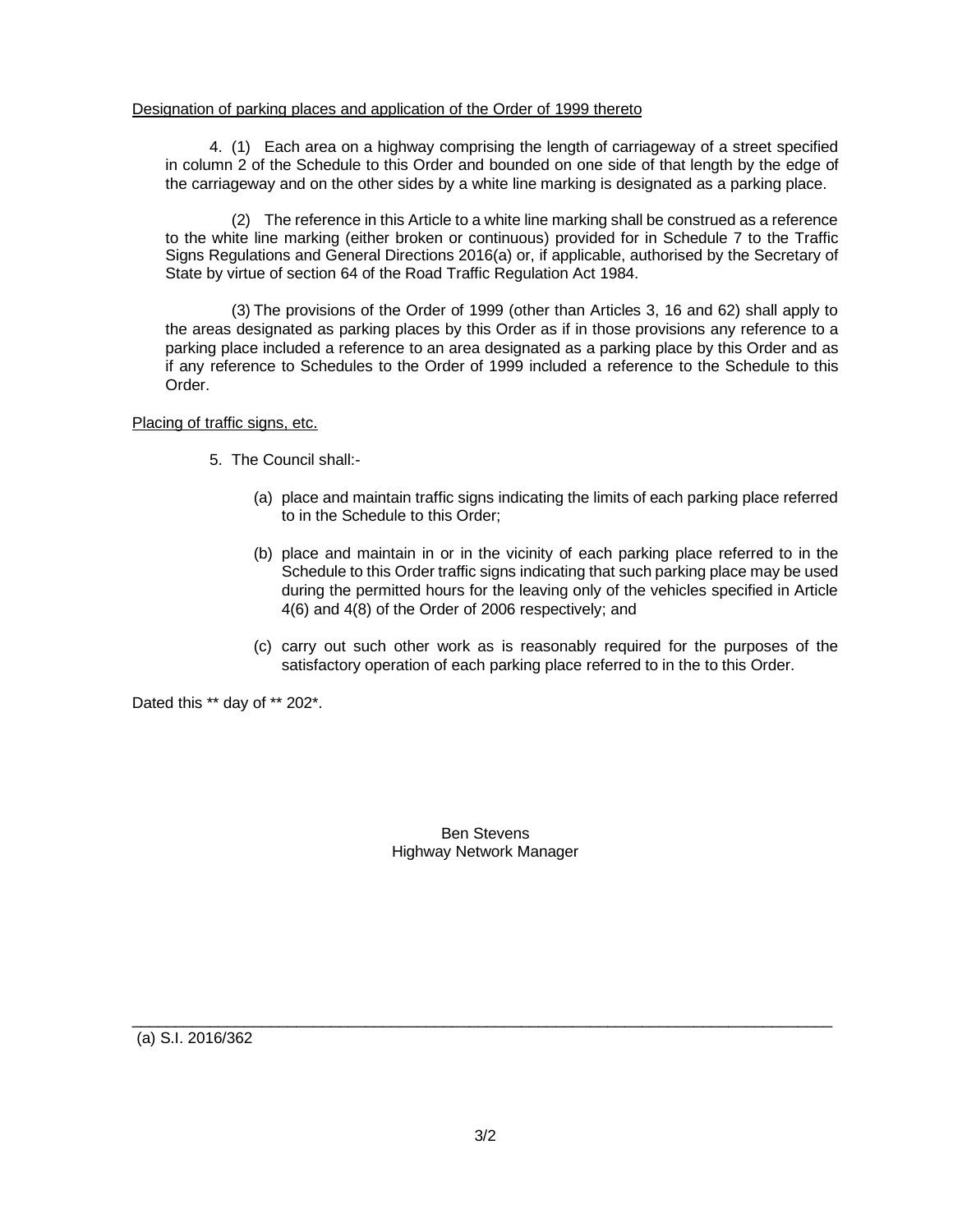Designation of parking places and application of the Order of 1999 thereto

4. (1) Each area on a highway comprising the length of carriageway of a street specified in column 2 of the Schedule to this Order and bounded on one side of that length by the edge of the carriageway and on the other sides by a white line marking is designated as a parking place.

(2) The reference in this Article to a white line marking shall be construed as a reference to the white line marking (either broken or continuous) provided for in Schedule 7 to the Traffic Signs Regulations and General Directions 2016(a) or, if applicable, authorised by the Secretary of State by virtue of section 64 of the Road Traffic Regulation Act 1984.

(3) The provisions of the Order of 1999 (other than Articles 3, 16 and 62) shall apply to the areas designated as parking places by this Order as if in those provisions any reference to a parking place included a reference to an area designated as a parking place by this Order and as if any reference to Schedules to the Order of 1999 included a reference to the Schedule to this Order.

Placing of traffic signs, etc.

5. The Council shall:-

(a) place and maintain traffic signs indicating the limits of each parking place referred to in the Schedule to this Order;

(b) place and maintain in or in the vicinity of each parking place referred to in the Schedule to this Order traffic signs indicating that such parking place may be used during the permitted hours for the leaving only of the vehicles specified in Article 4(6) and 4(8) of the Order of 2006 respectively; and

(c) carry out such other work as is reasonably required for the purposes of the satisfactory operation of each parking place referred to in the to this Order.

Dated this ** day of ** 202*.

Ben Stevens
Highway Network Manager

---

(a) S.I. 2016/362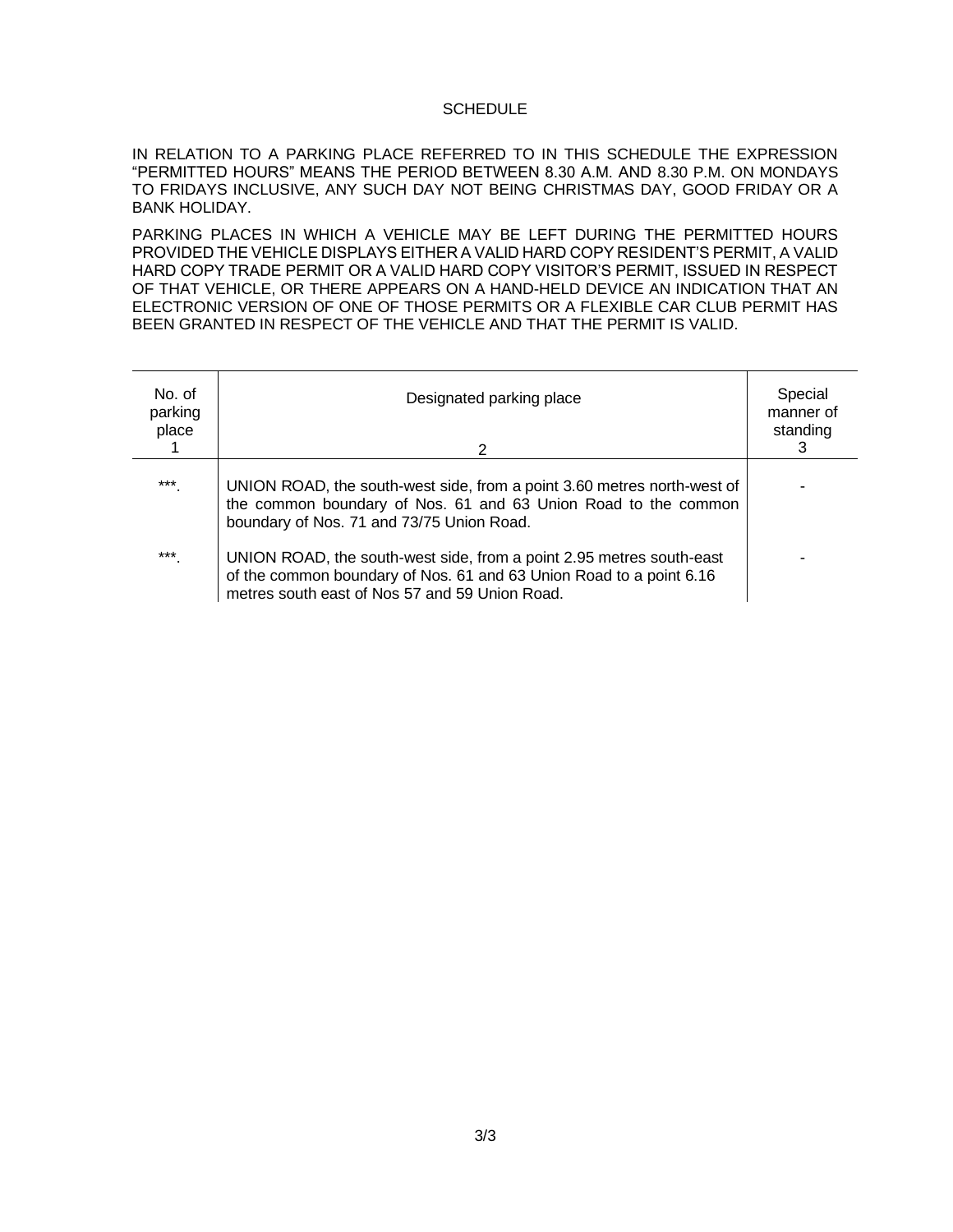SCHEDULE

IN RELATION TO A PARKING PLACE REFERRED TO IN THIS SCHEDULE THE EXPRESSION "PERMITTED HOURS" MEANS THE PERIOD BETWEEN 8.30 A.M. AND 8.30 P.M. ON MONDAYS TO FRIDAYS INCLUSIVE, ANY SUCH DAY NOT BEING CHRISTMAS DAY, GOOD FRIDAY OR A BANK HOLIDAY.

PARKING PLACES IN WHICH A VEHICLE MAY BE LEFT DURING THE PERMITTED HOURS PROVIDED THE VEHICLE DISPLAYS EITHER A VALID HARD COPY RESIDENT'S PERMIT, A VALID HARD COPY TRADE PERMIT OR A VALID HARD COPY VISITOR'S PERMIT, ISSUED IN RESPECT OF THAT VEHICLE, OR THERE APPEARS ON A HAND-HELD DEVICE AN INDICATION THAT AN ELECTRONIC VERSION OF ONE OF THOSE PERMITS OR A FLEXIBLE CAR CLUB PERMIT HAS BEEN GRANTED IN RESPECT OF THE VEHICLE AND THAT THE PERMIT IS VALID.

| No. of parking place<br>1 | Designated parking place<br>2 | Special manner of standing<br>3 |
|---|---|---|
| ***. | UNION ROAD, the south-west side, from a point 3.60 metres north-west of the common boundary of Nos. 61 and 63 Union Road to the common boundary of Nos. 71 and 73/75 Union Road. | - |
| ***. | UNION ROAD, the south-west side, from a point 2.95 metres south-east of the common boundary of Nos. 61 and 63 Union Road to a point 6.16 metres south east of Nos 57 and 59 Union Road. | - |